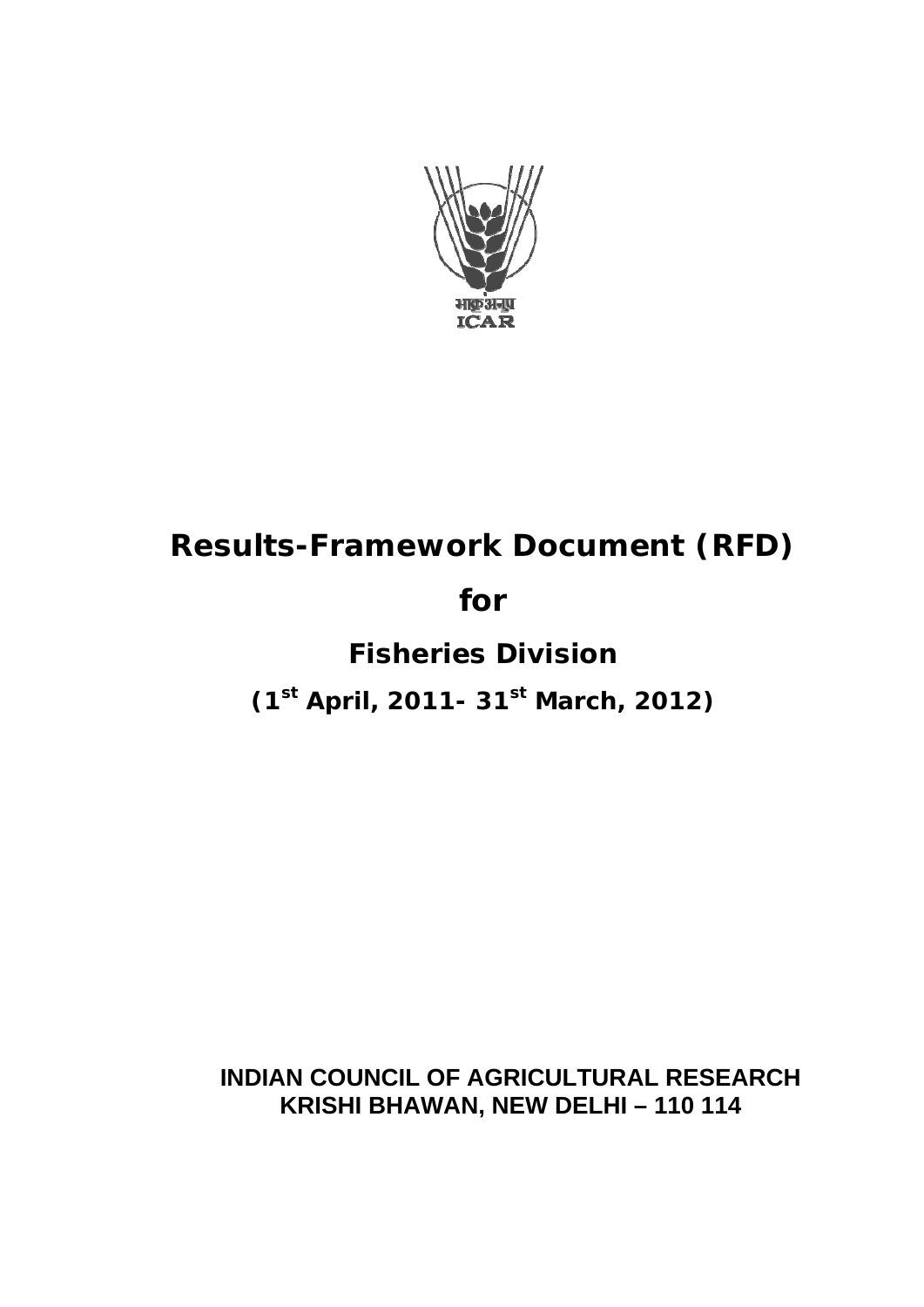# Results-Framework Document (RFD)

## for

## Fisheries Division

### (1st April, 2011- 31st March, 2012)

**INDIAN COUNCIL OF AGRICULTURAL RESEARCH**
**KRISHI BHAWAN, NEW DELHI – 110 114**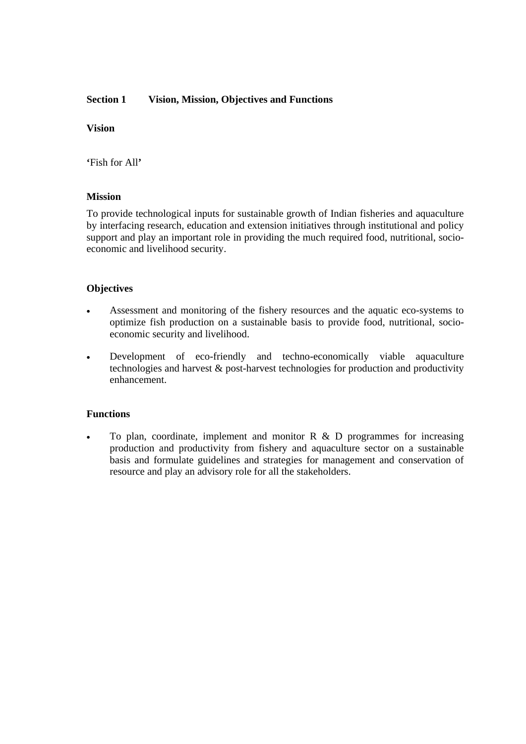## Section 1 Vision, Mission, Objectives and Functions

### Vision

'Fish for All'

### Mission

To provide technological inputs for sustainable growth of Indian fisheries and aquaculture by interfacing research, education and extension initiatives through institutional and policy support and play an important role in providing the much required food, nutritional, socio-economic and livelihood security.

### Objectives

- Assessment and monitoring of the fishery resources and the aquatic eco-systems to optimize fish production on a sustainable basis to provide food, nutritional, socio-economic security and livelihood.
- Development of eco-friendly and techno-economically viable aquaculture technologies and harvest & post-harvest technologies for production and productivity enhancement.

### Functions

- To plan, coordinate, implement and monitor R & D programmes for increasing production and productivity from fishery and aquaculture sector on a sustainable basis and formulate guidelines and strategies for management and conservation of resource and play an advisory role for all the stakeholders.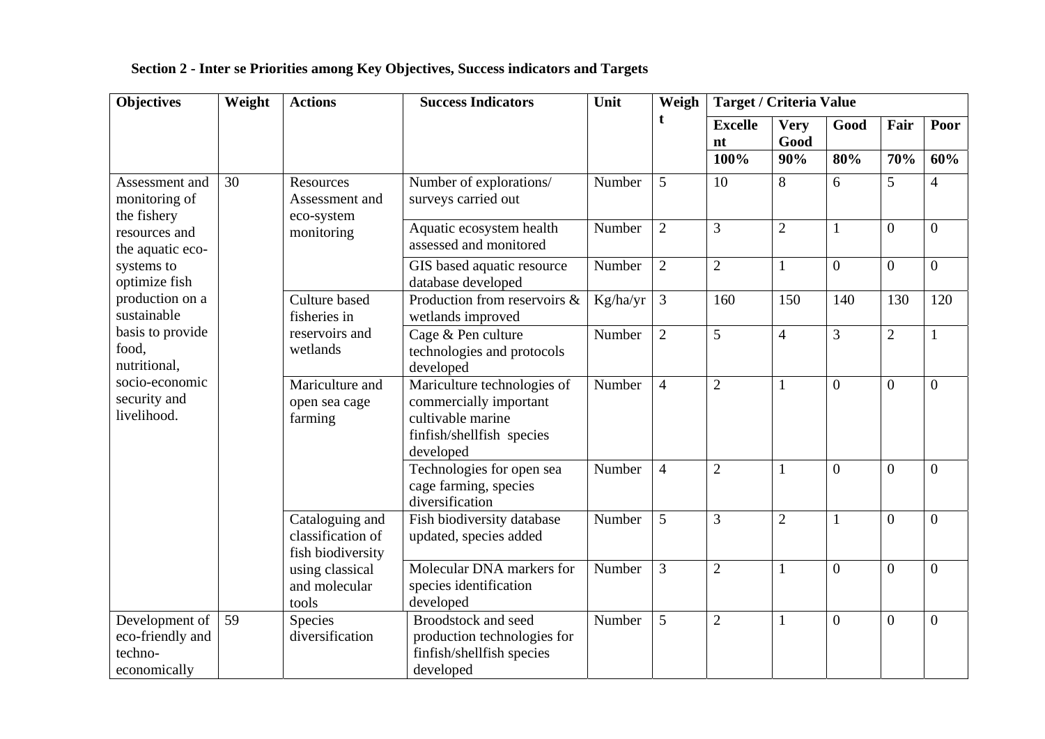**Section 2 - Inter se Priorities among Key Objectives, Success indicators and Targets**

| Objectives | Weight | Actions | Success Indicators | Unit | Weight | Target / Criteria Value | | | | |
|---|---|---|---|---|---|---|---|---|---|---|
| | | | | | | Excellent | Very Good | Good | Fair | Poor |
| | | | | | | 100% | 90% | 80% | 70% | 60% |
| Assessment and monitoring of the fishery resources and the aquatic eco-systems to optimize fish production on a sustainable basis to provide food, nutritional, socio-economic security and livelihood. | 30 | Resources Assessment and eco-system monitoring | Number of explorations/ surveys carried out | Number | 5 | 10 | 8 | 6 | 5 | 4 |
| | | | Aquatic ecosystem health assessed and monitored | Number | 2 | 3 | 2 | 1 | 0 | 0 |
| | | | GIS based aquatic resource database developed | Number | 2 | 2 | 1 | 0 | 0 | 0 |
| | | Culture based fisheries in reservoirs and wetlands | Production from reservoirs & wetlands improved | Kg/ha/yr | 3 | 160 | 150 | 140 | 130 | 120 |
| | | | Cage & Pen culture technologies and protocols developed | Number | 2 | 5 | 4 | 3 | 2 | 1 |
| | | Mariculture and open sea cage farming | Mariculture technologies of commercially important cultivable marine finfish/shellfish species developed | Number | 4 | 2 | 1 | 0 | 0 | 0 |
| | | | Technologies for open sea cage farming, species diversification | Number | 4 | 2 | 1 | 0 | 0 | 0 |
| | | Cataloguing and classification of fish biodiversity using classical and molecular tools | Fish biodiversity database updated, species added | Number | 5 | 3 | 2 | 1 | 0 | 0 |
| | | | Molecular DNA markers for species identification developed | Number | 3 | 2 | 1 | 0 | 0 | 0 |
| Development of eco-friendly and techno-economically | 59 | Species diversification | Broodstock and seed production technologies for finfish/shellfish species developed | Number | 5 | 2 | 1 | 0 | 0 | 0 |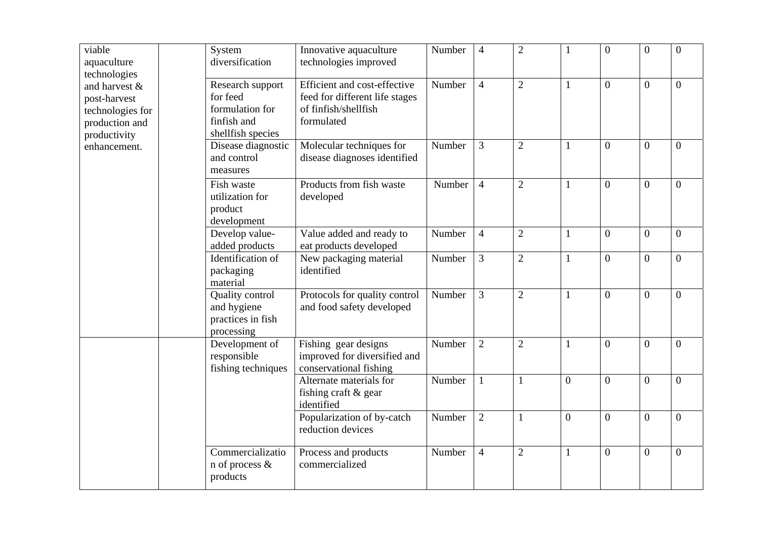| | | | | | | | | | | |
|---|---|---|---|---|---|---|---|---|---|---|
| viable aquaculture technologies and harvest & post-harvest technologies for production and productivity enhancement. | | System diversification | Innovative aquaculture technologies improved | Number | 4 | 2 | 1 | 0 | 0 | 0 |
| | | Research support for feed formulation for finfish and shellfish species | Efficient and cost-effective feed for different life stages of finfish/shellfish formulated | Number | 4 | 2 | 1 | 0 | 0 | 0 |
| | | Disease diagnostic and control measures | Molecular techniques for disease diagnoses identified | Number | 3 | 2 | 1 | 0 | 0 | 0 |
| | | Fish waste utilization for product development | Products from fish waste developed | Number | 4 | 2 | 1 | 0 | 0 | 0 |
| | | Develop value-added products | Value added and ready to eat products developed | Number | 4 | 2 | 1 | 0 | 0 | 0 |
| | | Identification of packaging material | New packaging material identified | Number | 3 | 2 | 1 | 0 | 0 | 0 |
| | | Quality control and hygiene practices in fish processing | Protocols for quality control and food safety developed | Number | 3 | 2 | 1 | 0 | 0 | 0 |
| | | Development of responsible fishing techniques | Fishing gear designs improved for diversified and conservational fishing | Number | 2 | 2 | 1 | 0 | 0 | 0 |
| | | | Alternate materials for fishing craft & gear identified | Number | 1 | 1 | 0 | 0 | 0 | 0 |
| | | | Popularization of by-catch reduction devices | Number | 2 | 1 | 0 | 0 | 0 | 0 |
| | | Commercialization of process & products | Process and products commercialized | Number | 4 | 2 | 1 | 0 | 0 | 0 |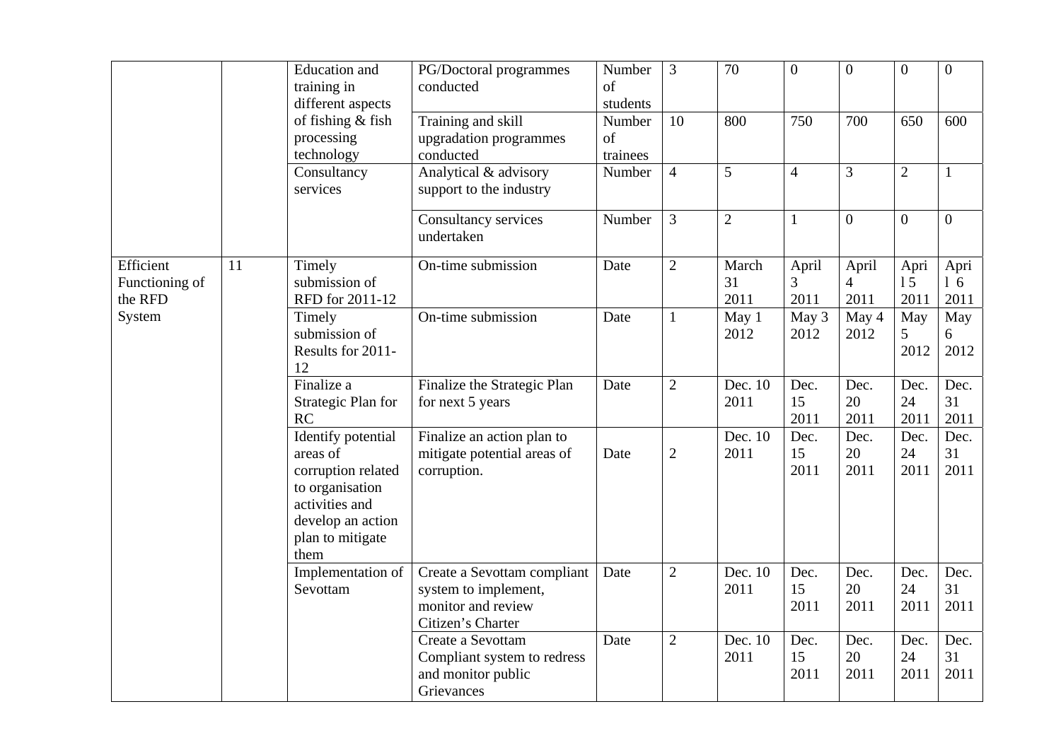| | | | | | | | | | | |
|---|---|---|---|---|---|---|---|---|---|---|
| | | Education and training in different aspects of fishing & fish processing technology | PG/Doctoral programmes conducted | Number of students | 3 | 70 | 0 | 0 | 0 | 0 |
| | | | Training and skill upgradation programmes conducted | Number of trainees | 10 | 800 | 750 | 700 | 650 | 600 |
| | | Consultancy services | Analytical & advisory support to the industry | Number | 4 | 5 | 4 | 3 | 2 | 1 |
| | | | Consultancy services undertaken | Number | 3 | 2 | 1 | 0 | 0 | 0 |
| Efficient Functioning of the RFD System | 11 | Timely submission of RFD for 2011-12 | On-time submission | Date | 2 | March 31 2011 | April 3 2011 | April 4 2011 | April 5 2011 | April 6 2011 |
| | | Timely submission of Results for 2011-12 | On-time submission | Date | 1 | May 1 2012 | May 3 2012 | May 4 2012 | May 5 2012 | May 6 2012 |
| | | Finalize a Strategic Plan for RC | Finalize the Strategic Plan for next 5 years | Date | 2 | Dec. 10 2011 | Dec. 15 2011 | Dec. 20 2011 | Dec. 24 2011 | Dec. 31 2011 |
| | | Identify potential areas of corruption related to organisation activities and develop an action plan to mitigate them | Finalize an action plan to mitigate potential areas of corruption. | Date | 2 | Dec. 10 2011 | Dec. 15 2011 | Dec. 20 2011 | Dec. 24 2011 | Dec. 31 2011 |
| | | Implementation of Sevottam | Create a Sevottam compliant system to implement, monitor and review Citizen's Charter | Date | 2 | Dec. 10 2011 | Dec. 15 2011 | Dec. 20 2011 | Dec. 24 2011 | Dec. 31 2011 |
| | | | Create a Sevottam Compliant system to redress and monitor public Grievances | Date | 2 | Dec. 10 2011 | Dec. 15 2011 | Dec. 20 2011 | Dec. 24 2011 | Dec. 31 2011 |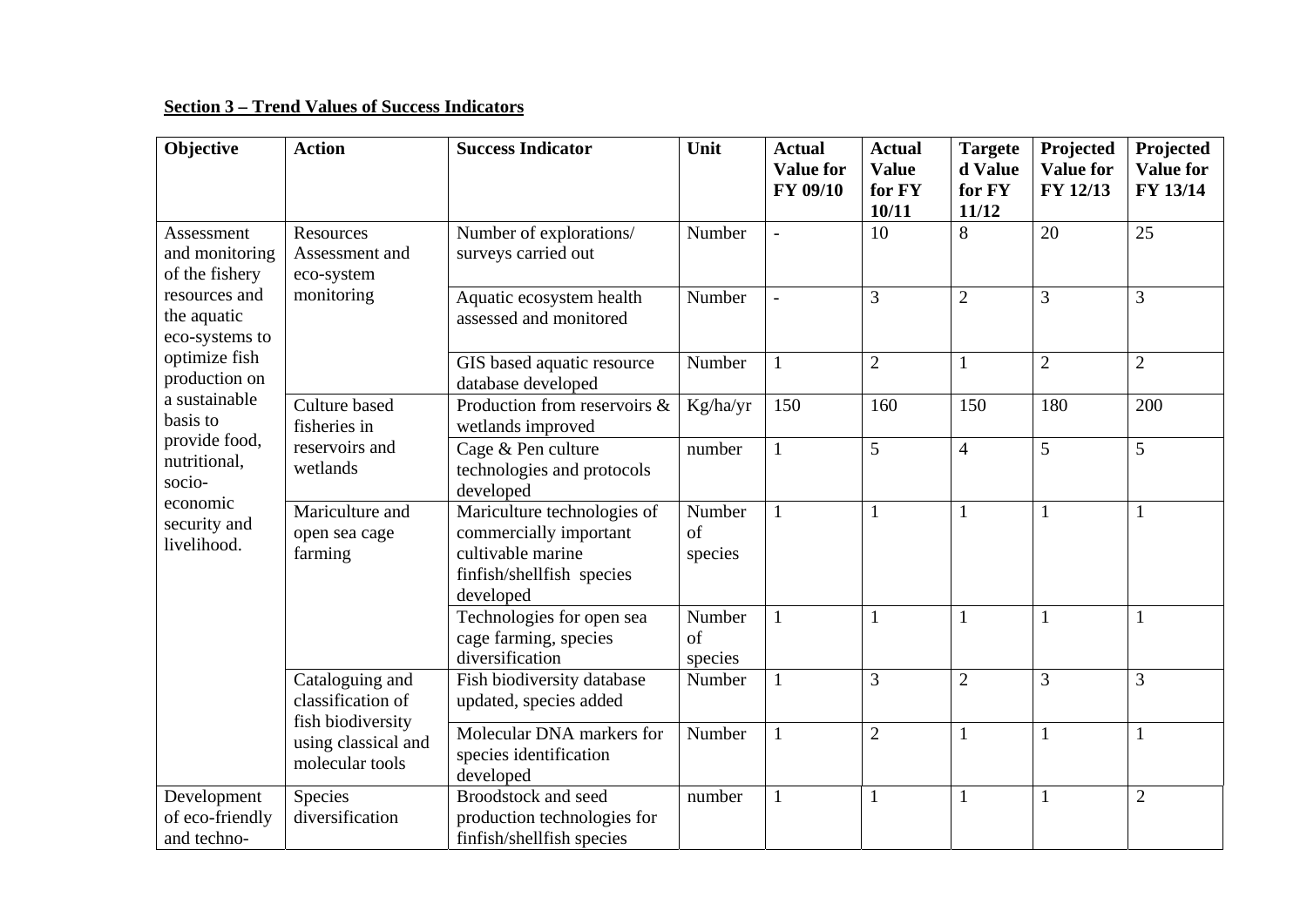**Section 3 – Trend Values of Success Indicators**

| Objective | Action | Success Indicator | Unit | Actual Value for FY 09/10 | Actual Value for FY 10/11 | Targeted Value for FY 11/12 | Projected Value for FY 12/13 | Projected Value for FY 13/14 |
|---|---|---|---|---|---|---|---|---|
| Assessment and monitoring of the fishery resources and the aquatic eco-systems to optimize fish production on a sustainable basis to provide food, nutritional, socio-economic security and livelihood. | Resources Assessment and eco-system monitoring | Number of explorations/ surveys carried out | Number | - | 10 | 8 | 20 | 25 |
| | | Aquatic ecosystem health assessed and monitored | Number | - | 3 | 2 | 3 | 3 |
| | | GIS based aquatic resource database developed | Number | 1 | 2 | 1 | 2 | 2 |
| | Culture based fisheries in reservoirs and wetlands | Production from reservoirs & wetlands improved | Kg/ha/yr | 150 | 160 | 150 | 180 | 200 |
| | | Cage & Pen culture technologies and protocols developed | number | 1 | 5 | 4 | 5 | 5 |
| | Mariculture and open sea cage farming | Mariculture technologies of commercially important cultivable marine finfish/shellfish species developed | Number of species | 1 | 1 | 1 | 1 | 1 |
| | | Technologies for open sea cage farming, species diversification | Number of species | 1 | 1 | 1 | 1 | 1 |
| | Cataloguing and classification of fish biodiversity using classical and molecular tools | Fish biodiversity database updated, species added | Number | 1 | 3 | 2 | 3 | 3 |
| | | Molecular DNA markers for species identification developed | Number | 1 | 2 | 1 | 1 | 1 |
| Development of eco-friendly and techno- | Species diversification | Broodstock and seed production technologies for finfish/shellfish species | number | 1 | 1 | 1 | 1 | 2 |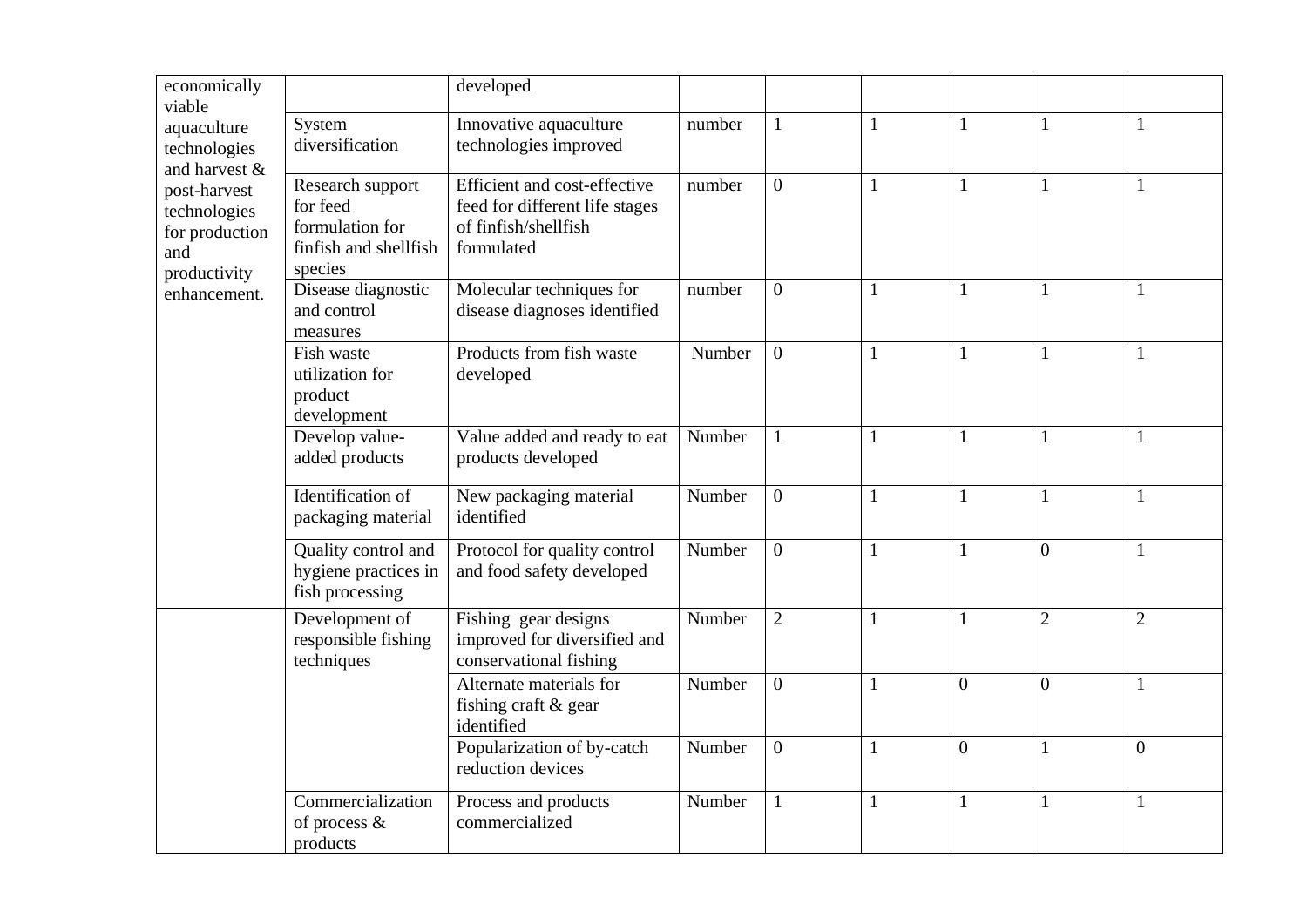| | | | | | | | | |
|---|---|---|---|---|---|---|---|---|
| economically viable aquaculture technologies and harvest & post-harvest technologies for production and productivity enhancement. | | developed | | | | | | |
| | System diversification | Innovative aquaculture technologies improved | number | 1 | 1 | 1 | 1 | 1 |
| | Research support for feed formulation for finfish and shellfish species | Efficient and cost-effective feed for different life stages of finfish/shellfish formulated | number | 0 | 1 | 1 | 1 | 1 |
| | Disease diagnostic and control measures | Molecular techniques for disease diagnoses identified | number | 0 | 1 | 1 | 1 | 1 |
| | Fish waste utilization for product development | Products from fish waste developed | Number | 0 | 1 | 1 | 1 | 1 |
| | Develop value-added products | Value added and ready to eat products developed | Number | 1 | 1 | 1 | 1 | 1 |
| | Identification of packaging material | New packaging material identified | Number | 0 | 1 | 1 | 1 | 1 |
| | Quality control and hygiene practices in fish processing | Protocol for quality control and food safety developed | Number | 0 | 1 | 1 | 0 | 1 |
| | Development of responsible fishing techniques | Fishing gear designs improved for diversified and conservational fishing | Number | 2 | 1 | 1 | 2 | 2 |
| | | Alternate materials for fishing craft & gear identified | Number | 0 | 1 | 0 | 0 | 1 |
| | | Popularization of by-catch reduction devices | Number | 0 | 1 | 0 | 1 | 0 |
| | Commercialization of process & products | Process and products commercialized | Number | 1 | 1 | 1 | 1 | 1 |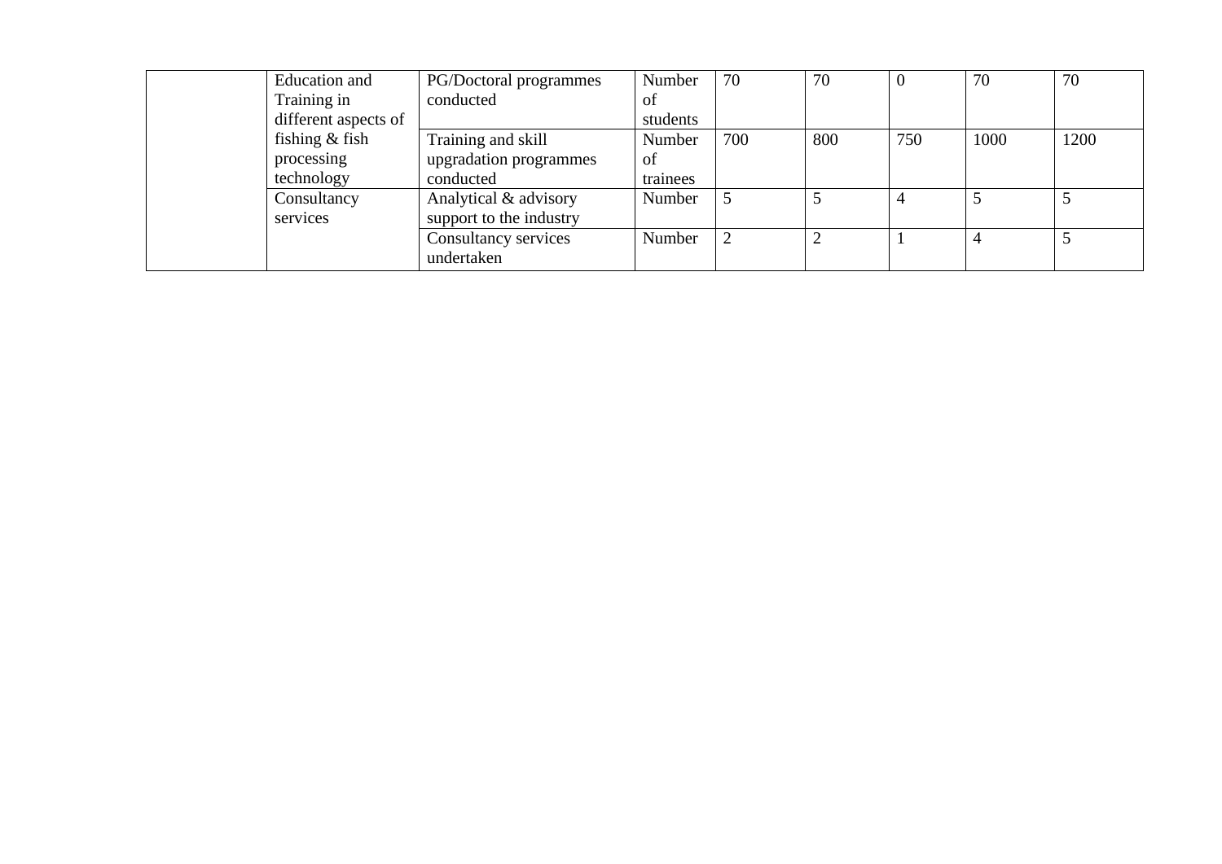| | | | | | | | | |
|---|---|---|---|---|---|---|---|---|
| | Education and Training in different aspects of fishing & fish processing technology | PG/Doctoral programmes conducted | Number of students | 70 | 70 | 0 | 70 | 70 |
| | | Training and skill upgradation programmes conducted | Number of trainees | 700 | 800 | 750 | 1000 | 1200 |
| | Consultancy services | Analytical & advisory support to the industry | Number | 5 | 5 | 4 | 5 | 5 |
| | | Consultancy services undertaken | Number | 2 | 2 | 1 | 4 | 5 |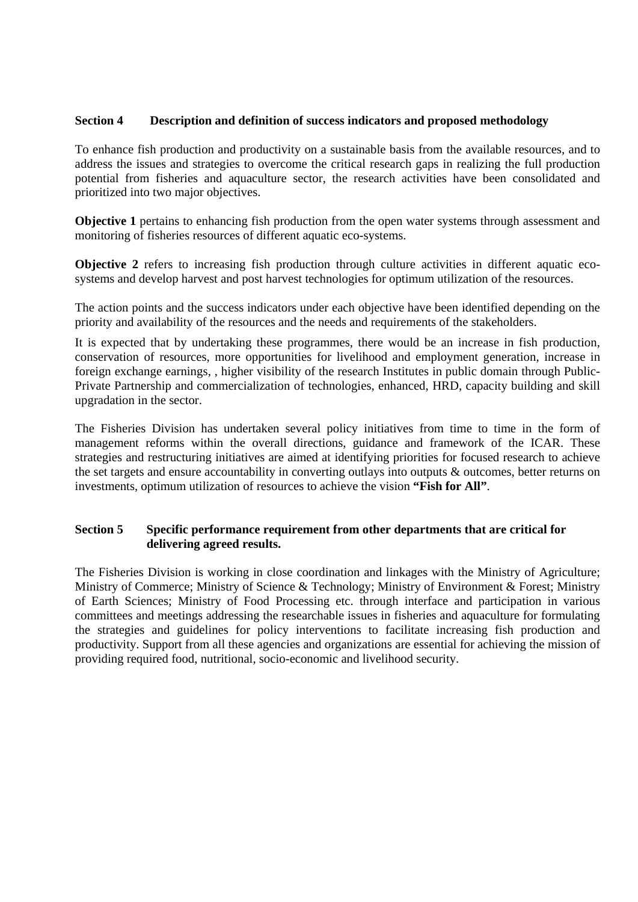## Section 4 Description and definition of success indicators and proposed methodology

To enhance fish production and productivity on a sustainable basis from the available resources, and to address the issues and strategies to overcome the critical research gaps in realizing the full production potential from fisheries and aquaculture sector, the research activities have been consolidated and prioritized into two major objectives.

**Objective 1** pertains to enhancing fish production from the open water systems through assessment and monitoring of fisheries resources of different aquatic eco-systems.

**Objective 2** refers to increasing fish production through culture activities in different aquatic eco-systems and develop harvest and post harvest technologies for optimum utilization of the resources.

The action points and the success indicators under each objective have been identified depending on the priority and availability of the resources and the needs and requirements of the stakeholders.

It is expected that by undertaking these programmes, there would be an increase in fish production, conservation of resources, more opportunities for livelihood and employment generation, increase in foreign exchange earnings, , higher visibility of the research Institutes in public domain through Public-Private Partnership and commercialization of technologies, enhanced, HRD, capacity building and skill upgradation in the sector.

The Fisheries Division has undertaken several policy initiatives from time to time in the form of management reforms within the overall directions, guidance and framework of the ICAR. These strategies and restructuring initiatives are aimed at identifying priorities for focused research to achieve the set targets and ensure accountability in converting outlays into outputs & outcomes, better returns on investments, optimum utilization of resources to achieve the vision **"Fish for All"**.

## Section 5 Specific performance requirement from other departments that are critical for delivering agreed results.

The Fisheries Division is working in close coordination and linkages with the Ministry of Agriculture; Ministry of Commerce; Ministry of Science & Technology; Ministry of Environment & Forest; Ministry of Earth Sciences; Ministry of Food Processing etc. through interface and participation in various committees and meetings addressing the researchable issues in fisheries and aquaculture for formulating the strategies and guidelines for policy interventions to facilitate increasing fish production and productivity. Support from all these agencies and organizations are essential for achieving the mission of providing required food, nutritional, socio-economic and livelihood security.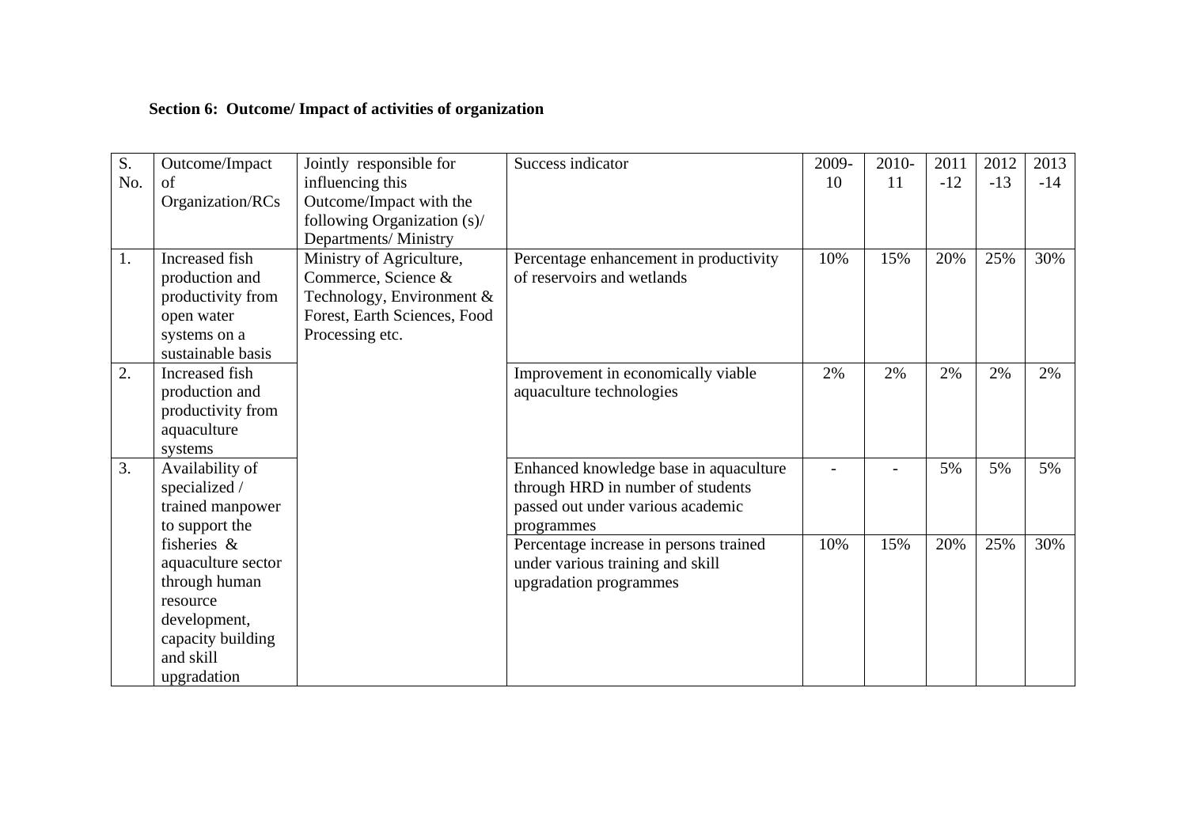**Section 6: Outcome/ Impact of activities of organization**

| S. No. | Outcome/Impact of Organization/RCs | Jointly responsible for influencing this Outcome/Impact with the following Organization (s)/ Departments/ Ministry | Success indicator | 2009-10 | 2010-11 | 2011-12 | 2012-13 | 2013-14 |
|---|---|---|---|---|---|---|---|---|
| 1. | Increased fish production and productivity from open water systems on a sustainable basis | Ministry of Agriculture, Commerce, Science & Technology, Environment & Forest, Earth Sciences, Food Processing etc. | Percentage enhancement in productivity of reservoirs and wetlands | 10% | 15% | 20% | 25% | 30% |
| 2. | Increased fish production and productivity from aquaculture systems | | Improvement in economically viable aquaculture technologies | 2% | 2% | 2% | 2% | 2% |
| 3. | Availability of specialized / trained manpower to support the fisheries & aquaculture sector through human resource development, capacity building and skill upgradation | | Enhanced knowledge base in aquaculture through HRD in number of students passed out under various academic programmes | - | - | 5% | 5% | 5% |
| | | | Percentage increase in persons trained under various training and skill upgradation programmes | 10% | 15% | 20% | 25% | 30% |